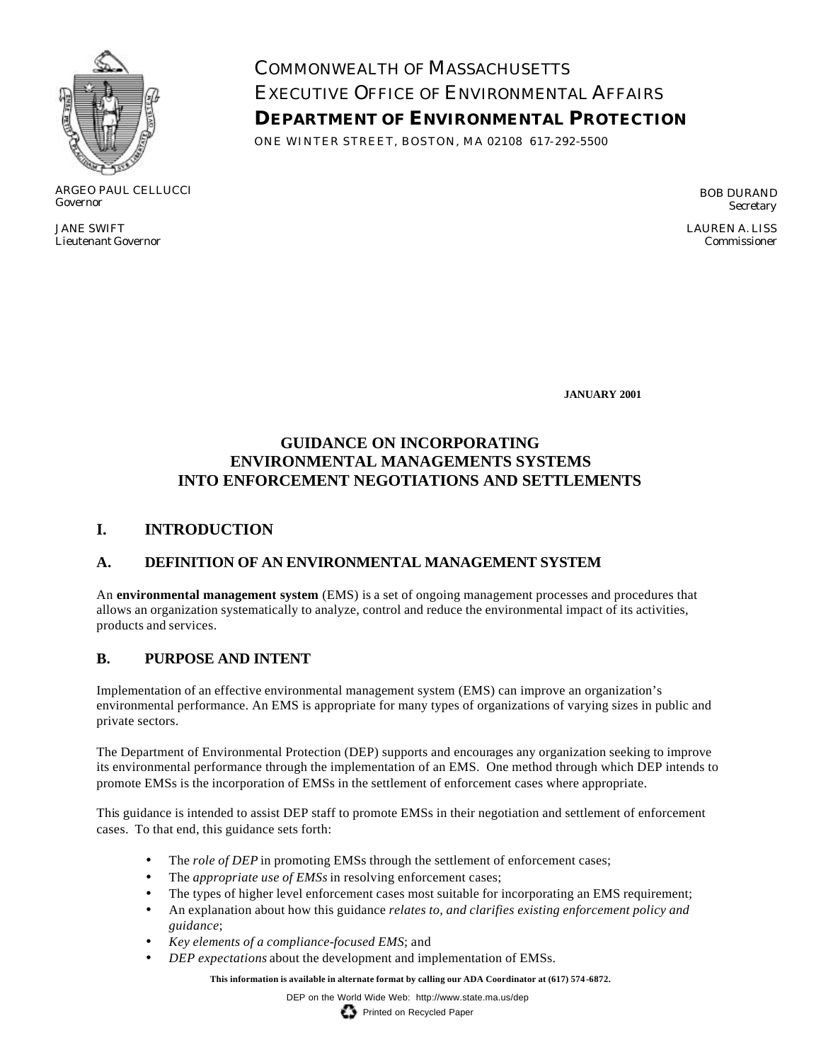COMMONWEALTH OF MASSACHUSETTS
EXECUTIVE OFFICE OF ENVIRONMENTAL AFFAIRS
**DEPARTMENT OF ENVIRONMENTAL PROTECTION**
ONE WINTER STREET, BOSTON, MA 02108 617-292-5500

ARGEO PAUL CELLUCCI
*Governor*

JANE SWIFT
*Lieutenant Governor*

BOB DURAND
*Secretary*

LAUREN A. LISS
*Commissioner*

**JANUARY 2001**

# GUIDANCE ON INCORPORATING ENVIRONMENTAL MANAGEMENTS SYSTEMS INTO ENFORCEMENT NEGOTIATIONS AND SETTLEMENTS

## I. INTRODUCTION

### A. DEFINITION OF AN ENVIRONMENTAL MANAGEMENT SYSTEM

An **environmental management system** (EMS) is a set of ongoing management processes and procedures that allows an organization systematically to analyze, control and reduce the environmental impact of its activities, products and services.

### B. PURPOSE AND INTENT

Implementation of an effective environmental management system (EMS) can improve an organization's environmental performance. An EMS is appropriate for many types of organizations of varying sizes in public and private sectors.

The Department of Environmental Protection (DEP) supports and encourages any organization seeking to improve its environmental performance through the implementation of an EMS. One method through which DEP intends to promote EMSs is the incorporation of EMSs in the settlement of enforcement cases where appropriate.

This guidance is intended to assist DEP staff to promote EMSs in their negotiation and settlement of enforcement cases. To that end, this guidance sets forth:

- The *role of DEP* in promoting EMSs through the settlement of enforcement cases;
- The *appropriate use of EMSs* in resolving enforcement cases;
- The types of higher level enforcement cases most suitable for incorporating an EMS requirement;
- An explanation about how this guidance *relates to, and clarifies existing enforcement policy and guidance*;
- *Key elements of a compliance-focused EMS*; and
- *DEP expectations* about the development and implementation of EMSs.

**This information is available in alternate format by calling our ADA Coordinator at (617) 574-6872.**

DEP on the World Wide Web: http://www.state.ma.us/dep

Printed on Recycled Paper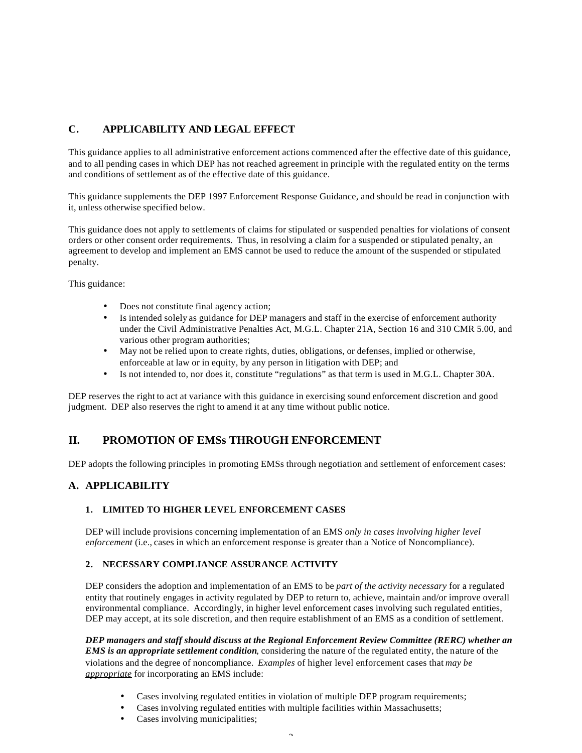## C. APPLICABILITY AND LEGAL EFFECT

This guidance applies to all administrative enforcement actions commenced after the effective date of this guidance, and to all pending cases in which DEP has not reached agreement in principle with the regulated entity on the terms and conditions of settlement as of the effective date of this guidance.

This guidance supplements the DEP 1997 Enforcement Response Guidance, and should be read in conjunction with it, unless otherwise specified below.

This guidance does not apply to settlements of claims for stipulated or suspended penalties for violations of consent orders or other consent order requirements. Thus, in resolving a claim for a suspended or stipulated penalty, an agreement to develop and implement an EMS cannot be used to reduce the amount of the suspended or stipulated penalty.

This guidance:

- Does not constitute final agency action;
- Is intended solely as guidance for DEP managers and staff in the exercise of enforcement authority under the Civil Administrative Penalties Act, M.G.L. Chapter 21A, Section 16 and 310 CMR 5.00, and various other program authorities;
- May not be relied upon to create rights, duties, obligations, or defenses, implied or otherwise, enforceable at law or in equity, by any person in litigation with DEP; and
- Is not intended to, nor does it, constitute "regulations" as that term is used in M.G.L. Chapter 30A.

DEP reserves the right to act at variance with this guidance in exercising sound enforcement discretion and good judgment. DEP also reserves the right to amend it at any time without public notice.

# II. PROMOTION OF EMSs THROUGH ENFORCEMENT

DEP adopts the following principles in promoting EMSs through negotiation and settlement of enforcement cases:

## A. APPLICABILITY

### 1. LIMITED TO HIGHER LEVEL ENFORCEMENT CASES

DEP will include provisions concerning implementation of an EMS *only in cases involving higher level enforcement* (i.e., cases in which an enforcement response is greater than a Notice of Noncompliance).

### 2. NECESSARY COMPLIANCE ASSURANCE ACTIVITY

DEP considers the adoption and implementation of an EMS to be *part of the activity necessary* for a regulated entity that routinely engages in activity regulated by DEP to return to, achieve, maintain and/or improve overall environmental compliance. Accordingly, in higher level enforcement cases involving such regulated entities, DEP may accept, at its sole discretion, and then require establishment of an EMS as a condition of settlement.

***DEP managers and staff should discuss at the Regional Enforcement Review Committee (RERC) whether an EMS is an appropriate settlement condition***, considering the nature of the regulated entity, the nature of the violations and the degree of noncompliance. *Examples* of higher level enforcement cases that *may be appropriate* for incorporating an EMS include:

- Cases involving regulated entities in violation of multiple DEP program requirements;
- Cases involving regulated entities with multiple facilities within Massachusetts;
- Cases involving municipalities;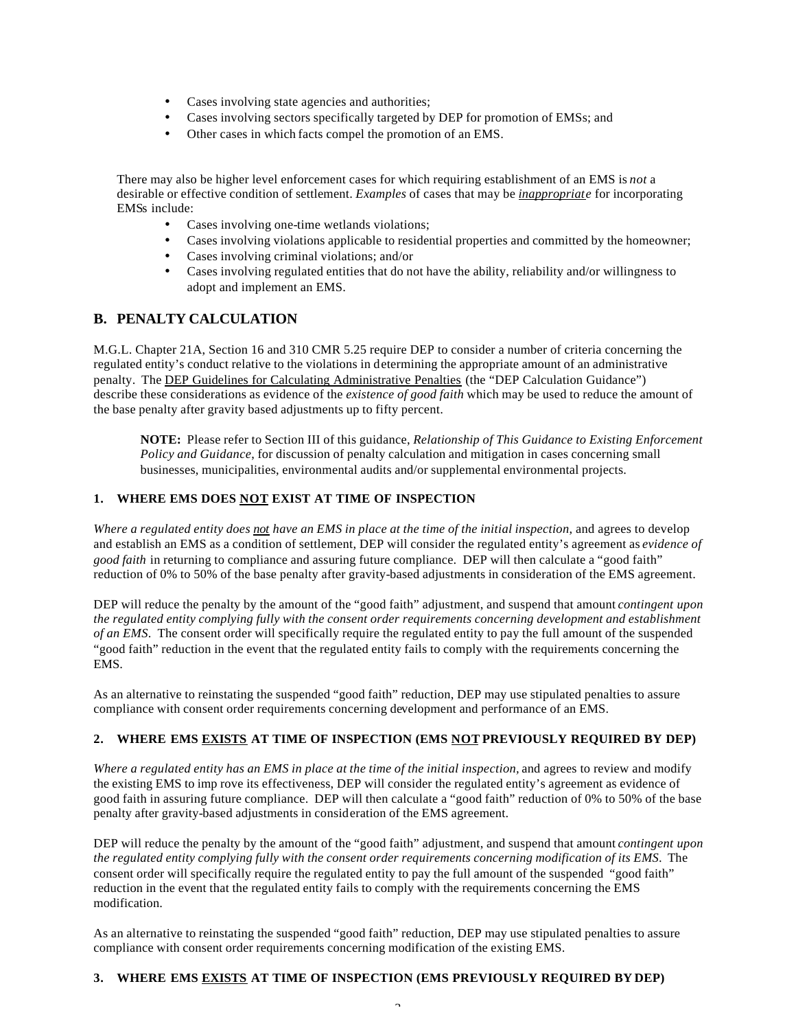- Cases involving state agencies and authorities;
- Cases involving sectors specifically targeted by DEP for promotion of EMSs; and
- Other cases in which facts compel the promotion of an EMS.

There may also be higher level enforcement cases for which requiring establishment of an EMS is *not* a desirable or effective condition of settlement. *Examples* of cases that may be *inappropriate* for incorporating EMSs include:

- Cases involving one-time wetlands violations;
- Cases involving violations applicable to residential properties and committed by the homeowner;
- Cases involving criminal violations; and/or
- Cases involving regulated entities that do not have the ability, reliability and/or willingness to adopt and implement an EMS.

## B. PENALTY CALCULATION

M.G.L. Chapter 21A, Section 16 and 310 CMR 5.25 require DEP to consider a number of criteria concerning the regulated entity's conduct relative to the violations in determining the appropriate amount of an administrative penalty. The DEP Guidelines for Calculating Administrative Penalties (the "DEP Calculation Guidance") describe these considerations as evidence of the *existence of good faith* which may be used to reduce the amount of the base penalty after gravity based adjustments up to fifty percent.

> **NOTE:** Please refer to Section III of this guidance, *Relationship of This Guidance to Existing Enforcement Policy and Guidance*, for discussion of penalty calculation and mitigation in cases concerning small businesses, municipalities, environmental audits and/or supplemental environmental projects.

### 1. WHERE EMS DOES NOT EXIST AT TIME OF INSPECTION

*Where a regulated entity does not have an EMS in place at the time of the initial inspection*, and agrees to develop and establish an EMS as a condition of settlement, DEP will consider the regulated entity's agreement as *evidence of good faith* in returning to compliance and assuring future compliance. DEP will then calculate a "good faith" reduction of 0% to 50% of the base penalty after gravity-based adjustments in consideration of the EMS agreement.

DEP will reduce the penalty by the amount of the "good faith" adjustment, and suspend that amount *contingent upon the regulated entity complying fully with the consent order requirements concerning development and establishment of an EMS*. The consent order will specifically require the regulated entity to pay the full amount of the suspended "good faith" reduction in the event that the regulated entity fails to comply with the requirements concerning the EMS.

As an alternative to reinstating the suspended "good faith" reduction, DEP may use stipulated penalties to assure compliance with consent order requirements concerning development and performance of an EMS.

### 2. WHERE EMS EXISTS AT TIME OF INSPECTION (EMS NOT PREVIOUSLY REQUIRED BY DEP)

*Where a regulated entity has an EMS in place at the time of the initial inspection*, and agrees to review and modify the existing EMS to improve its effectiveness, DEP will consider the regulated entity's agreement as evidence of good faith in assuring future compliance. DEP will then calculate a "good faith" reduction of 0% to 50% of the base penalty after gravity-based adjustments in consideration of the EMS agreement.

DEP will reduce the penalty by the amount of the "good faith" adjustment, and suspend that amount *contingent upon the regulated entity complying fully with the consent order requirements concerning modification of its EMS*. The consent order will specifically require the regulated entity to pay the full amount of the suspended "good faith" reduction in the event that the regulated entity fails to comply with the requirements concerning the EMS modification.

As an alternative to reinstating the suspended "good faith" reduction, DEP may use stipulated penalties to assure compliance with consent order requirements concerning modification of the existing EMS.

### 3. WHERE EMS EXISTS AT TIME OF INSPECTION (EMS PREVIOUSLY REQUIRED BY DEP)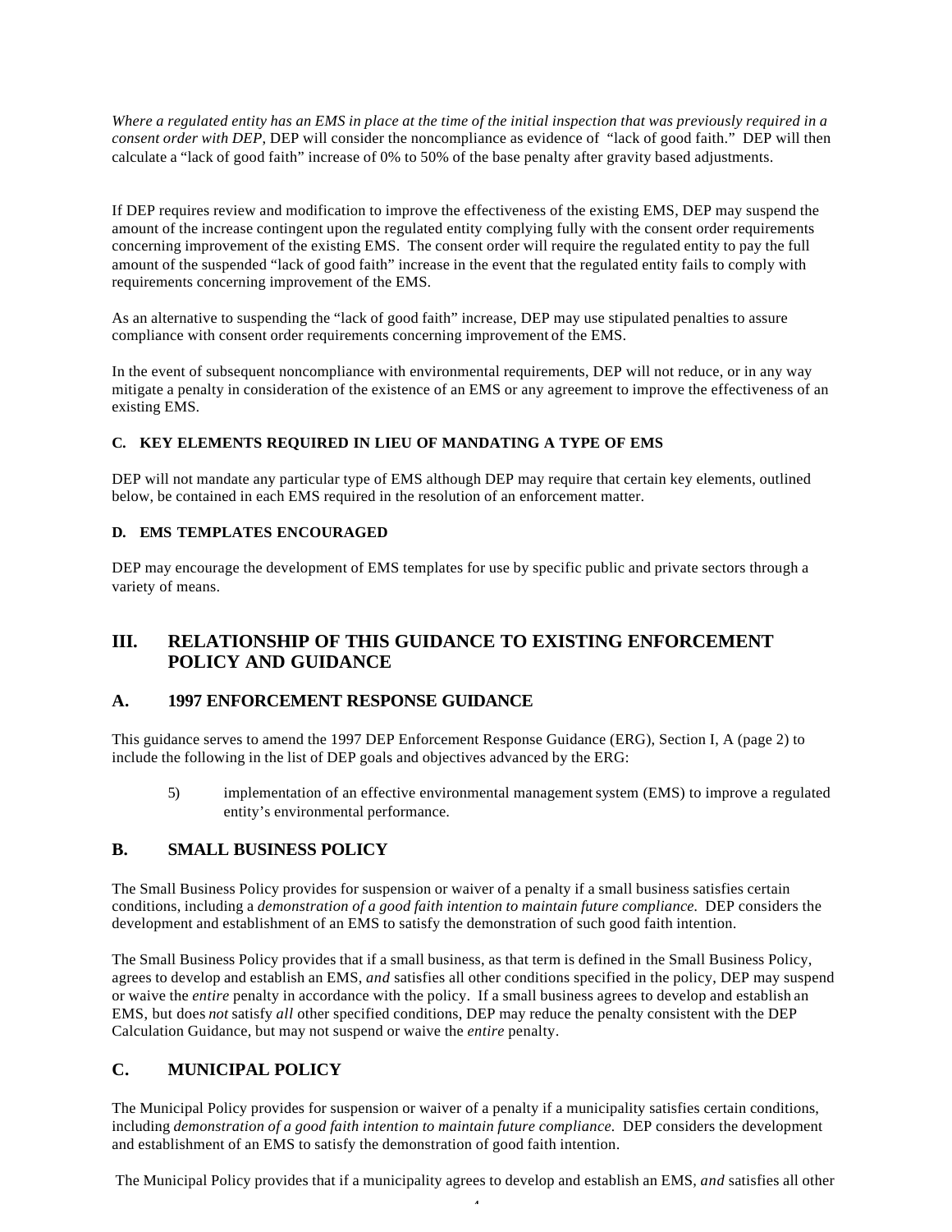*Where a regulated entity has an EMS in place at the time of the initial inspection that was previously required in a consent order with DEP*, DEP will consider the noncompliance as evidence of "lack of good faith." DEP will then calculate a "lack of good faith" increase of 0% to 50% of the base penalty after gravity based adjustments.

If DEP requires review and modification to improve the effectiveness of the existing EMS, DEP may suspend the amount of the increase contingent upon the regulated entity complying fully with the consent order requirements concerning improvement of the existing EMS. The consent order will require the regulated entity to pay the full amount of the suspended "lack of good faith" increase in the event that the regulated entity fails to comply with requirements concerning improvement of the EMS.

As an alternative to suspending the "lack of good faith" increase, DEP may use stipulated penalties to assure compliance with consent order requirements concerning improvement of the EMS.

In the event of subsequent noncompliance with environmental requirements, DEP will not reduce, or in any way mitigate a penalty in consideration of the existence of an EMS or any agreement to improve the effectiveness of an existing EMS.

#### C. KEY ELEMENTS REQUIRED IN LIEU OF MANDATING A TYPE OF EMS

DEP will not mandate any particular type of EMS although DEP may require that certain key elements, outlined below, be contained in each EMS required in the resolution of an enforcement matter.

#### D. EMS TEMPLATES ENCOURAGED

DEP may encourage the development of EMS templates for use by specific public and private sectors through a variety of means.

## III. RELATIONSHIP OF THIS GUIDANCE TO EXISTING ENFORCEMENT POLICY AND GUIDANCE

### A. 1997 ENFORCEMENT RESPONSE GUIDANCE

This guidance serves to amend the 1997 DEP Enforcement Response Guidance (ERG), Section I, A (page 2) to include the following in the list of DEP goals and objectives advanced by the ERG:

> 5) implementation of an effective environmental management system (EMS) to improve a regulated entity's environmental performance.

### B. SMALL BUSINESS POLICY

The Small Business Policy provides for suspension or waiver of a penalty if a small business satisfies certain conditions, including a *demonstration of a good faith intention to maintain future compliance.* DEP considers the development and establishment of an EMS to satisfy the demonstration of such good faith intention.

The Small Business Policy provides that if a small business, as that term is defined in the Small Business Policy, agrees to develop and establish an EMS, *and* satisfies all other conditions specified in the policy, DEP may suspend or waive the *entire* penalty in accordance with the policy. If a small business agrees to develop and establish an EMS, but does *not* satisfy *all* other specified conditions, DEP may reduce the penalty consistent with the DEP Calculation Guidance, but may not suspend or waive the *entire* penalty.

### C. MUNICIPAL POLICY

The Municipal Policy provides for suspension or waiver of a penalty if a municipality satisfies certain conditions, including *demonstration of a good faith intention to maintain future compliance.* DEP considers the development and establishment of an EMS to satisfy the demonstration of good faith intention.

The Municipal Policy provides that if a municipality agrees to develop and establish an EMS, *and* satisfies all other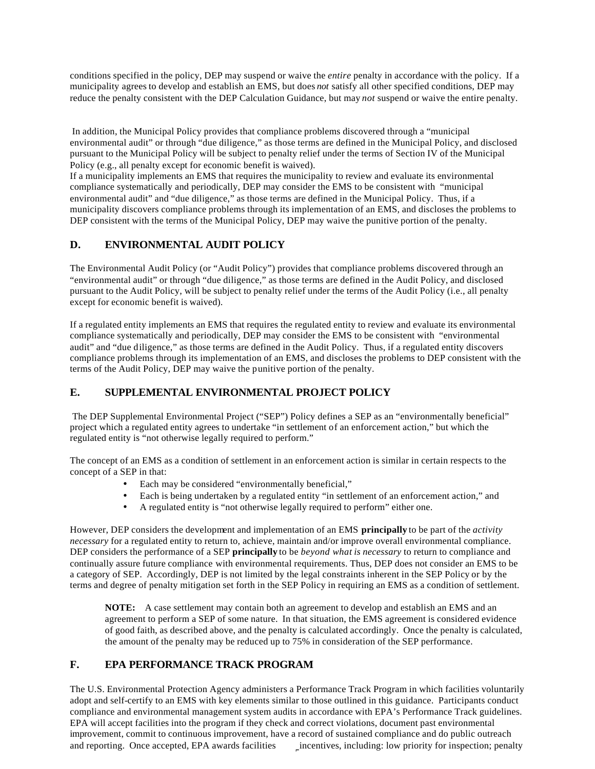conditions specified in the policy, DEP may suspend or waive the *entire* penalty in accordance with the policy. If a municipality agrees to develop and establish an EMS, but does *not* satisfy all other specified conditions, DEP may reduce the penalty consistent with the DEP Calculation Guidance, but may *not* suspend or waive the entire penalty.

In addition, the Municipal Policy provides that compliance problems discovered through a "municipal environmental audit" or through "due diligence," as those terms are defined in the Municipal Policy, and disclosed pursuant to the Municipal Policy will be subject to penalty relief under the terms of Section IV of the Municipal Policy (e.g., all penalty except for economic benefit is waived).
If a municipality implements an EMS that requires the municipality to review and evaluate its environmental compliance systematically and periodically, DEP may consider the EMS to be consistent with "municipal environmental audit" and "due diligence," as those terms are defined in the Municipal Policy. Thus, if a municipality discovers compliance problems through its implementation of an EMS, and discloses the problems to DEP consistent with the terms of the Municipal Policy, DEP may waive the punitive portion of the penalty.

## D. ENVIRONMENTAL AUDIT POLICY

The Environmental Audit Policy (or "Audit Policy") provides that compliance problems discovered through an "environmental audit" or through "due diligence," as those terms are defined in the Audit Policy, and disclosed pursuant to the Audit Policy, will be subject to penalty relief under the terms of the Audit Policy (i.e., all penalty except for economic benefit is waived).

If a regulated entity implements an EMS that requires the regulated entity to review and evaluate its environmental compliance systematically and periodically, DEP may consider the EMS to be consistent with "environmental audit" and "due diligence," as those terms are defined in the Audit Policy. Thus, if a regulated entity discovers compliance problems through its implementation of an EMS, and discloses the problems to DEP consistent with the terms of the Audit Policy, DEP may waive the punitive portion of the penalty.

## E. SUPPLEMENTAL ENVIRONMENTAL PROJECT POLICY

The DEP Supplemental Environmental Project ("SEP") Policy defines a SEP as an "environmentally beneficial" project which a regulated entity agrees to undertake "in settlement of an enforcement action," but which the regulated entity is "not otherwise legally required to perform."

The concept of an EMS as a condition of settlement in an enforcement action is similar in certain respects to the concept of a SEP in that:

- Each may be considered "environmentally beneficial,"
- Each is being undertaken by a regulated entity "in settlement of an enforcement action," and
- A regulated entity is "not otherwise legally required to perform" either one.

However, DEP considers the development and implementation of an EMS **principally** to be part of the *activity necessary* for a regulated entity to return to, achieve, maintain and/or improve overall environmental compliance. DEP considers the performance of a SEP **principally** to be *beyond what is necessary* to return to compliance and continually assure future compliance with environmental requirements. Thus, DEP does not consider an EMS to be a category of SEP. Accordingly, DEP is not limited by the legal constraints inherent in the SEP Policy or by the terms and degree of penalty mitigation set forth in the SEP Policy in requiring an EMS as a condition of settlement.

> **NOTE:** A case settlement may contain both an agreement to develop and establish an EMS and an agreement to perform a SEP of some nature. In that situation, the EMS agreement is considered evidence of good faith, as described above, and the penalty is calculated accordingly. Once the penalty is calculated, the amount of the penalty may be reduced up to 75% in consideration of the SEP performance.

## F. EPA PERFORMANCE TRACK PROGRAM

The U.S. Environmental Protection Agency administers a Performance Track Program in which facilities voluntarily adopt and self-certify to an EMS with key elements similar to those outlined in this guidance. Participants conduct compliance and environmental management system audits in accordance with EPA's Performance Track guidelines. EPA will accept facilities into the program if they check and correct violations, document past environmental improvement, commit to continuous improvement, have a record of sustained compliance and do public outreach and reporting. Once accepted, EPA awards facilities incentives, including: low priority for inspection; penalty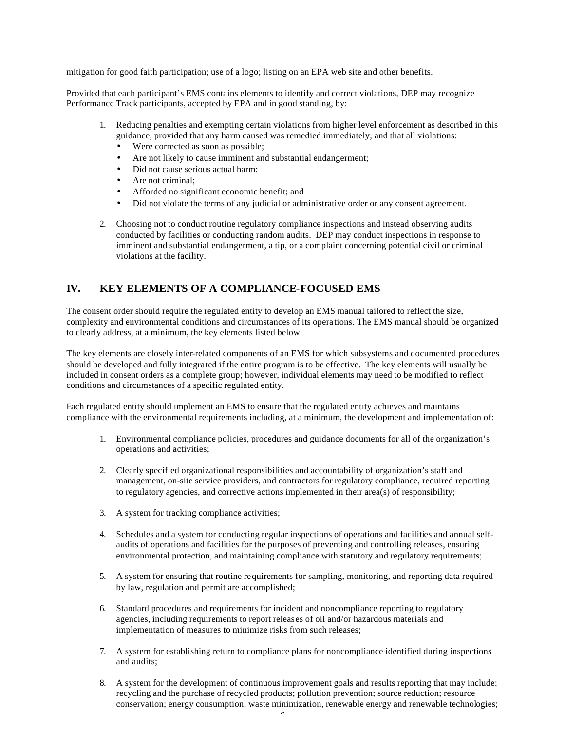mitigation for good faith participation; use of a logo; listing on an EPA web site and other benefits.

Provided that each participant's EMS contains elements to identify and correct violations, DEP may recognize Performance Track participants, accepted by EPA and in good standing, by:

1. Reducing penalties and exempting certain violations from higher level enforcement as described in this guidance, provided that any harm caused was remedied immediately, and that all violations:
   - Were corrected as soon as possible;
   - Are not likely to cause imminent and substantial endangerment;
   - Did not cause serious actual harm;
   - Are not criminal;
   - Afforded no significant economic benefit; and
   - Did not violate the terms of any judicial or administrative order or any consent agreement.

2. Choosing not to conduct routine regulatory compliance inspections and instead observing audits conducted by facilities or conducting random audits. DEP may conduct inspections in response to imminent and substantial endangerment, a tip, or a complaint concerning potential civil or criminal violations at the facility.

## IV. KEY ELEMENTS OF A COMPLIANCE-FOCUSED EMS

The consent order should require the regulated entity to develop an EMS manual tailored to reflect the size, complexity and environmental conditions and circumstances of its operations. The EMS manual should be organized to clearly address, at a minimum, the key elements listed below.

The key elements are closely inter-related components of an EMS for which subsystems and documented procedures should be developed and fully integrated if the entire program is to be effective. The key elements will usually be included in consent orders as a complete group; however, individual elements may need to be modified to reflect conditions and circumstances of a specific regulated entity.

Each regulated entity should implement an EMS to ensure that the regulated entity achieves and maintains compliance with the environmental requirements including, at a minimum, the development and implementation of:

1. Environmental compliance policies, procedures and guidance documents for all of the organization's operations and activities;

2. Clearly specified organizational responsibilities and accountability of organization's staff and management, on-site service providers, and contractors for regulatory compliance, required reporting to regulatory agencies, and corrective actions implemented in their area(s) of responsibility;

3. A system for tracking compliance activities;

4. Schedules and a system for conducting regular inspections of operations and facilities and annual self-audits of operations and facilities for the purposes of preventing and controlling releases, ensuring environmental protection, and maintaining compliance with statutory and regulatory requirements;

5. A system for ensuring that routine requirements for sampling, monitoring, and reporting data required by law, regulation and permit are accomplished;

6. Standard procedures and requirements for incident and noncompliance reporting to regulatory agencies, including requirements to report releases of oil and/or hazardous materials and implementation of measures to minimize risks from such releases;

7. A system for establishing return to compliance plans for noncompliance identified during inspections and audits;

8. A system for the development of continuous improvement goals and results reporting that may include: recycling and the purchase of recycled products; pollution prevention; source reduction; resource conservation; energy consumption; waste minimization, renewable energy and renewable technologies;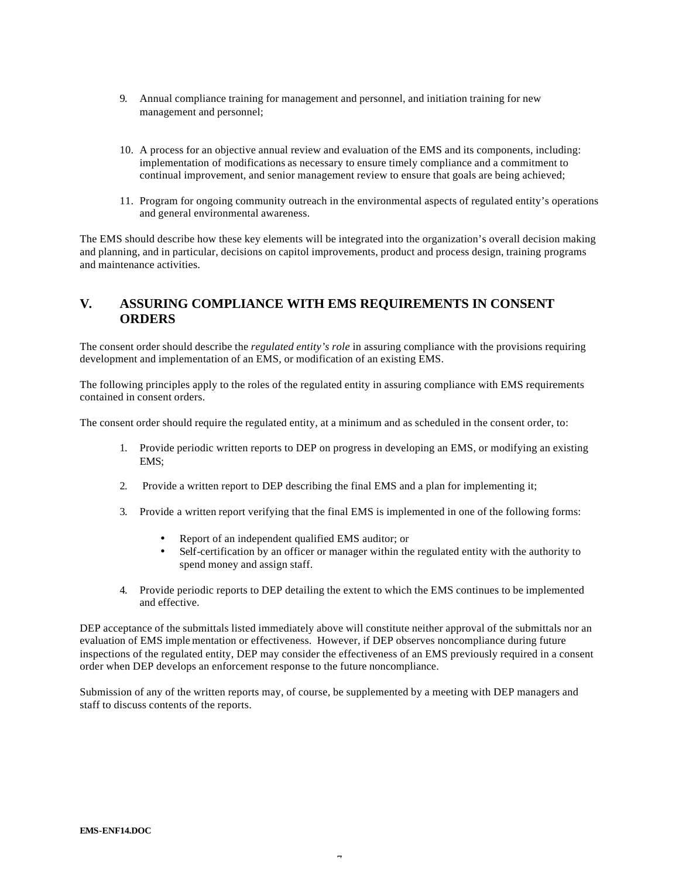9. Annual compliance training for management and personnel, and initiation training for new management and personnel;

10. A process for an objective annual review and evaluation of the EMS and its components, including: implementation of modifications as necessary to ensure timely compliance and a commitment to continual improvement, and senior management review to ensure that goals are being achieved;

11. Program for ongoing community outreach in the environmental aspects of regulated entity's operations and general environmental awareness.

The EMS should describe how these key elements will be integrated into the organization's overall decision making and planning, and in particular, decisions on capitol improvements, product and process design, training programs and maintenance activities.

## V. ASSURING COMPLIANCE WITH EMS REQUIREMENTS IN CONSENT ORDERS

The consent order should describe the *regulated entity's role* in assuring compliance with the provisions requiring development and implementation of an EMS, or modification of an existing EMS.

The following principles apply to the roles of the regulated entity in assuring compliance with EMS requirements contained in consent orders.

The consent order should require the regulated entity, at a minimum and as scheduled in the consent order, to:

1. Provide periodic written reports to DEP on progress in developing an EMS, or modifying an existing EMS;

2. Provide a written report to DEP describing the final EMS and a plan for implementing it;

3. Provide a written report verifying that the final EMS is implemented in one of the following forms:

   - Report of an independent qualified EMS auditor; or
   - Self-certification by an officer or manager within the regulated entity with the authority to spend money and assign staff.

4. Provide periodic reports to DEP detailing the extent to which the EMS continues to be implemented and effective.

DEP acceptance of the submittals listed immediately above will constitute neither approval of the submittals nor an evaluation of EMS implementation or effectiveness. However, if DEP observes noncompliance during future inspections of the regulated entity, DEP may consider the effectiveness of an EMS previously required in a consent order when DEP develops an enforcement response to the future noncompliance.

Submission of any of the written reports may, of course, be supplemented by a meeting with DEP managers and staff to discuss contents of the reports.